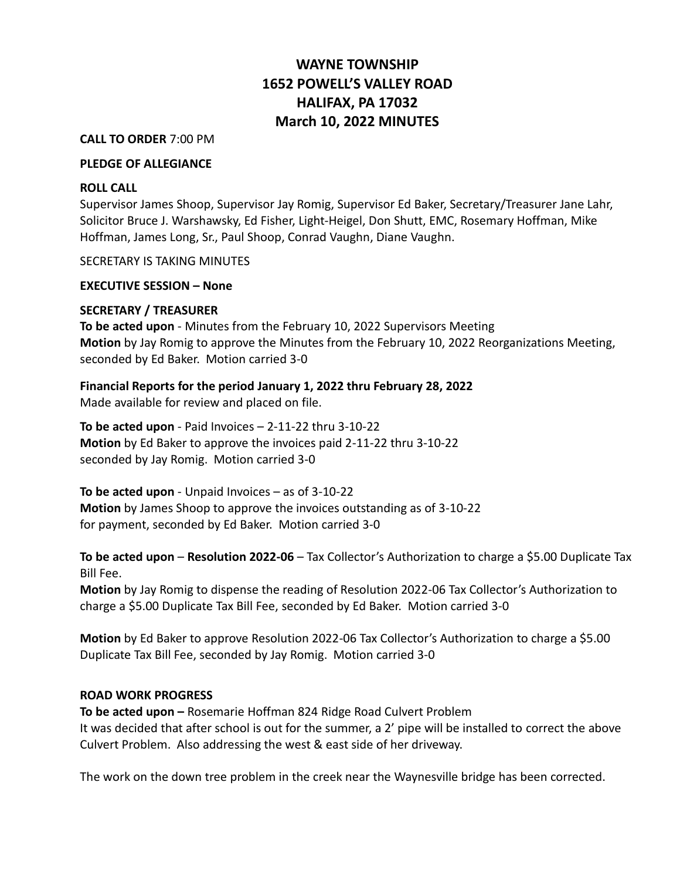# WAYNE TOWNSHIP
# 1652 POWELL'S VALLEY ROAD
# HALIFAX, PA 17032
# March 10, 2022 MINUTES

**CALL TO ORDER** 7:00 PM

**PLEDGE OF ALLEGIANCE**

**ROLL CALL**

Supervisor James Shoop, Supervisor Jay Romig, Supervisor Ed Baker, Secretary/Treasurer Jane Lahr, Solicitor Bruce J. Warshawsky, Ed Fisher, Light-Heigel, Don Shutt, EMC, Rosemary Hoffman, Mike Hoffman, James Long, Sr., Paul Shoop, Conrad Vaughn, Diane Vaughn.

SECRETARY IS TAKING MINUTES

**EXECUTIVE SESSION – None**

**SECRETARY / TREASURER**

**To be acted upon** - Minutes from the February 10, 2022 Supervisors Meeting
**Motion** by Jay Romig to approve the Minutes from the February 10, 2022 Reorganizations Meeting, seconded by Ed Baker. Motion carried 3-0

**Financial Reports for the period January 1, 2022 thru February 28, 2022**
Made available for review and placed on file.

**To be acted upon** - Paid Invoices – 2-11-22 thru 3-10-22
**Motion** by Ed Baker to approve the invoices paid 2-11-22 thru 3-10-22 seconded by Jay Romig. Motion carried 3-0

**To be acted upon** - Unpaid Invoices – as of 3-10-22
**Motion** by James Shoop to approve the invoices outstanding as of 3-10-22 for payment, seconded by Ed Baker. Motion carried 3-0

**To be acted upon** – **Resolution 2022-06** – Tax Collector's Authorization to charge a $5.00 Duplicate Tax Bill Fee.
**Motion** by Jay Romig to dispense the reading of Resolution 2022-06 Tax Collector's Authorization to charge a $5.00 Duplicate Tax Bill Fee, seconded by Ed Baker. Motion carried 3-0

**Motion** by Ed Baker to approve Resolution 2022-06 Tax Collector's Authorization to charge a $5.00 Duplicate Tax Bill Fee, seconded by Jay Romig. Motion carried 3-0

**ROAD WORK PROGRESS**

**To be acted upon –** Rosemarie Hoffman 824 Ridge Road Culvert Problem
It was decided that after school is out for the summer, a 2' pipe will be installed to correct the above Culvert Problem. Also addressing the west & east side of her driveway.

The work on the down tree problem in the creek near the Waynesville bridge has been corrected.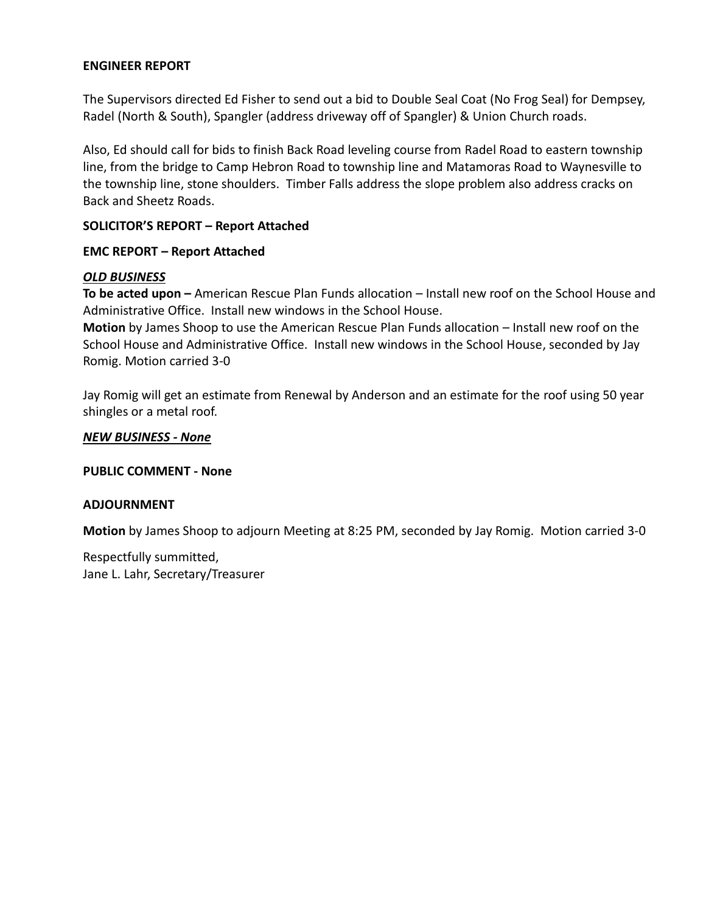**ENGINEER REPORT**

The Supervisors directed Ed Fisher to send out a bid to Double Seal Coat (No Frog Seal) for Dempsey, Radel (North & South), Spangler (address driveway off of Spangler) & Union Church roads.

Also, Ed should call for bids to finish Back Road leveling course from Radel Road to eastern township line, from the bridge to Camp Hebron Road to township line and Matamoras Road to Waynesville to the township line, stone shoulders. Timber Falls address the slope problem also address cracks on Back and Sheetz Roads.

**SOLICITOR'S REPORT – Report Attached**

**EMC REPORT – Report Attached**

***OLD BUSINESS***

**To be acted upon –** American Rescue Plan Funds allocation – Install new roof on the School House and Administrative Office. Install new windows in the School House.

**Motion** by James Shoop to use the American Rescue Plan Funds allocation – Install new roof on the School House and Administrative Office. Install new windows in the School House, seconded by Jay Romig. Motion carried 3-0

Jay Romig will get an estimate from Renewal by Anderson and an estimate for the roof using 50 year shingles or a metal roof.

***NEW BUSINESS - None***

**PUBLIC COMMENT - None**

**ADJOURNMENT**

**Motion** by James Shoop to adjourn Meeting at 8:25 PM, seconded by Jay Romig. Motion carried 3-0

Respectfully summitted,
Jane L. Lahr, Secretary/Treasurer